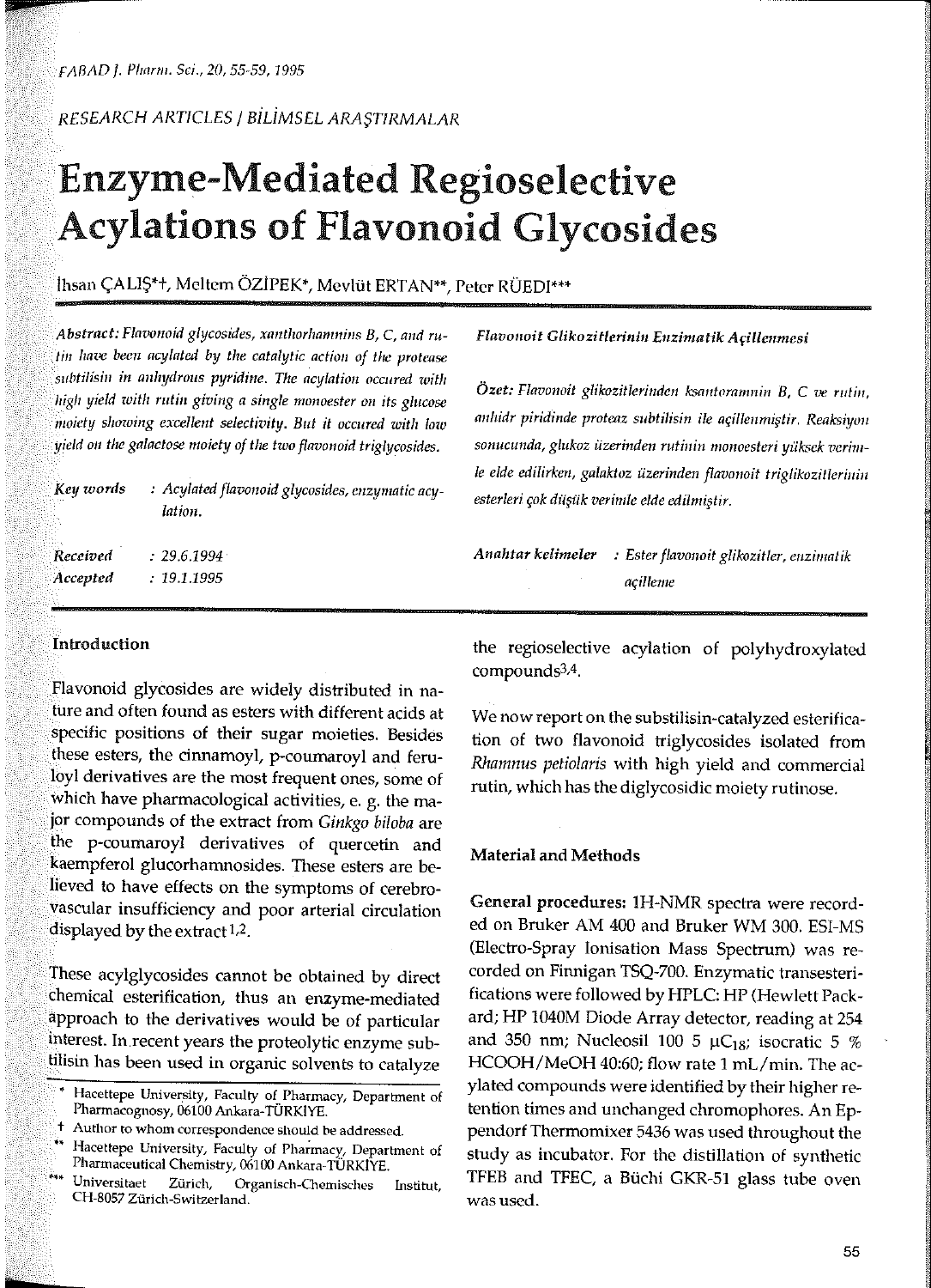RESEARCH ARTICLES / BİLİMSEL ARAŞTIRMALAR

# Enzyme-Mediated Regioselective Acylations of Flavonoid Glycosides

İhsan ÇALIŞ*+, Meltem ÖZİPEK*, Mevlüt ERTAN**, Peter RÜEDI***

*Abstract: Flavonoid glycosides, xanthorhamnins B, C, and rutin have been acylated by the catalytic action of the protease subtilisin in anhydrous pyridine. The acylation occured with high yield with rutin giving a single monoester on its glucose moiety showing excellent selectivity. But it occured with low yield on the galactose moiety of the two flavonoid triglycosides.*

*Key words* : *Acylated flavonoid glycosides, enzymatic acylation.*

*Received* : *29.6.1994*
*Accepted* : *19.1.1995*

***Flavonoit Glikozitlerinin Enzimatik Açillenmesi***

*Özet: Flavonoit glikozitlerinden ksantoramnin B, C ve rutin, anhidr piridinde proteaz subtilisin ile açillenmiştir. Reaksiyon sonucunda, glukoz üzerinden rutinin monoesteri yüksek verimle elde edilirken, galaktoz üzerinden flavonoit triglikozitlerinin esterleri çok düşük verimle elde edilmiştir.*

*Anahtar kelimeler* : *Ester flavonoit glikozitler, enzimatik açilleme*

## Introduction

Flavonoid glycosides are widely distributed in nature and often found as esters with different acids at specific positions of their sugar moieties. Besides these esters, the cinnamoyl, p-coumaroyl and feruloyl derivatives are the most frequent ones, some of which have pharmacological activities, e. g. the major compounds of the extract from *Ginkgo biloba* are the p-coumaroyl derivatives of quercetin and kaempferol glucorhamnosides. These esters are believed to have effects on the symptoms of cerebrovascular insufficiency and poor arterial circulation displayed by the extract[1,2].

These acylglycosides cannot be obtained by direct chemical esterification, thus an enzyme-mediated approach to the derivatives would be of particular interest. In recent years the proteolytic enzyme subtilisin has been used in organic solvents to catalyze the regioselective acylation of polyhydroxylated compounds[3,4].

We now report on the substilisin-catalyzed esterification of two flavonoid triglycosides isolated from *Rhamnus petiolaris* with high yield and commercial rutin, which has the diglycosidic moiety rutinose.

## Material and Methods

**General procedures:** 1H-NMR spectra were recorded on Bruker AM 400 and Bruker WM 300. ESI-MS (Electro-Spray Ionisation Mass Spectrum) was recorded on Finnigan TSQ-700. Enzymatic transesterifications were followed by HPLC: HP (Hewlett Packard; HP 1040M Diode Array detector, reading at 254 and 350 nm; Nucleosil 100 5 μ$C_{18}$; isocratic 5 % HCOOH/MeOH 40:60; flow rate 1 mL/min. The acylated compounds were identified by their higher retention times and unchanged chromophores. An Eppendorf Thermomixer 5436 was used throughout the study as incubator. For the distillation of synthetic TFEB and TFEC, a Büchi GKR-51 glass tube oven was used.

---

\* Hacettepe University, Faculty of Pharmacy, Department of Pharmacognosy, 06100 Ankara-TÜRKİYE.

+ Author to whom correspondence should be addressed.

\*\* Hacettepe University, Faculty of Pharmacy, Department of Pharmaceutical Chemistry, 06100 Ankara-TÜRKİYE.

\*\*\* Universitaet Zürich, Organisch-Chemisches Institut, CH-8057 Zürich-Switzerland.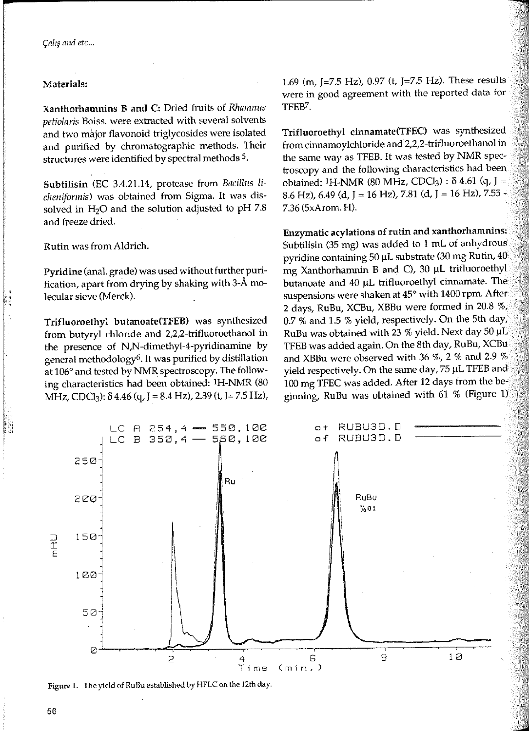**Materials:**

**Xanthorhamnins B and C:** Dried fruits of *Rhamnus petiolaris* Boiss. were extracted with several solvents and two major flavonoid triglycosides were isolated and purified by chromatographic methods. Their structures were identified by spectral methods [5].

**Subtilisin** (EC 3.4.21.14, protease from *Bacillus licheniformis*) was obtained from Sigma. It was dissolved in $H_2O$ and the solution adjusted to pH 7.8 and freeze dried.

**Rutin** was from Aldrich.

**Pyridine** (anal. grade) was used without further purification, apart from drying by shaking with 3-Å molecular sieve (Merck).

**Trifluoroethyl butanoate(TFEB)** was synthesized from butyryl chloride and 2,2,2-trifluoroethanol in the presence of N,N-dimethyl-4-pyridinamine by general methodology[6]. It was purified by distillation at 106° and tested by NMR spectroscopy. The following characteristics had been obtained: $^1$H-NMR (80 MHz, $CDCl_3$): δ 4.46 (q, J = 8.4 Hz), 2.39 (t, J= 7.5 Hz), 1.69 (m, J=7.5 Hz), 0.97 (t, J=7.5 Hz). These results were in good agreement with the reported data for TFEB[7].

**Trifluoroethyl cinnamate(TFEC)** was synthesized from cinnamoylchloride and 2,2,2-trifluoroethanol in the same way as TFEB. It was tested by NMR spectroscopy and the following characteristics had been obtained: $^1$H-NMR (80 MHz, $CDCl_3$) : δ 4.61 (q, J = 8.6 Hz), 6.49 (d, J = 16 Hz), 7.81 (d, J = 16 Hz), 7.55 - 7.36 (5xArom. H).

**Enzymatic acylations of rutin and xanthorhamnins:** Subtilisin (35 mg) was added to 1 mL of anhydrous pyridine containing 50 µL substrate (30 mg Rutin, 40 mg Xanthorhamnin B and C), 30 µL trifluoroethyl butanoate and 40 µL trifluoroethyl cinnamate. The suspensions were shaken at 45° with 1400 rpm. After 2 days, RuBu, XCBu, XBBu were formed in 20.8 %, 0.7 % and 1.5 % yield, respectively. On the 5th day, RuBu was obtained with 23 % yield. Next day 50 µL TFEB was added again. On the 8th day, RuBu, XCBu and XBBu were observed with 36 %, 2 % and 2.9 % yield respectively. On the same day, 75 µL TFEB and 100 mg TFEC was added. After 12 days from the beginning, RuBu was obtained with 61 % (Figure 1)

Figure 1. The yield of RuBu established by HPLC on the 12th day.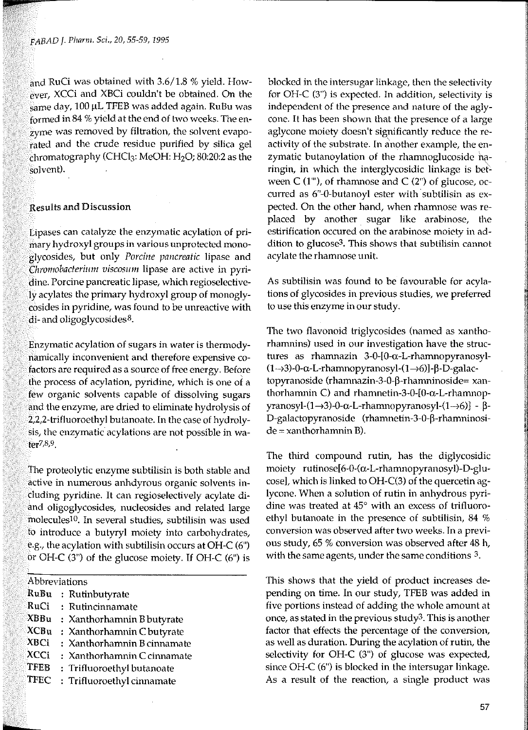and RuCi was obtained with 3.6/1.8 % yield. However, XCCi and XBCi couldn't be obtained. On the same day, 100 μL TFEB was added again. RuBu was formed in 84 % yield at the end of two weeks. The enzyme was removed by filtration, the solvent evaporated and the crude residue purified by silica gel chromatography ($CHCl_3$: MeOH: $H_2O$; 80:20:2 as the solvent).

## Results and Discussion

Lipases can catalyze the enzymatic acylation of primary hydroxyl groups in various unprotected monoglycosides, but only *Porcine pancreatic* lipase and *Chromobacterium viscosum* lipase are active in pyridine. Porcine pancreatic lipase, which regioselectively acylates the primary hydroxyl group of monoglycosides in pyridine, was found to be unreactive with di- and oligoglycosides[8].

Enzymatic acylation of sugars in water is thermodynamically inconvenient and therefore expensive cofactors are required as a source of free energy. Before the process of acylation, pyridine, which is one of a few organic solvents capable of dissolving sugars and the enzyme, are dried to eliminate hydrolysis of 2,2,2-trifluoroethyl butanoate. In the case of hydrolysis, the enzymatic acylations are not possible in water[7,8,9].

The proteolytic enzyme subtilisin is both stable and active in numerous anhdyrous organic solvents including pyridine. It can regioselectively acylate di- and oligoglycosides, nucleosides and related large molecules[10]. In several studies, subtilisin was used to introduce a butyryl moiety into carbohydrates, e.g., the acylation with subtilisin occurs at OH-C (6") or OH-C (3") of the glucose moiety. If OH-C (6") is blocked in the intersugar linkage, then the selectivity for OH-C (3") is expected. In addition, selectivity is independent of the presence and nature of the aglycone. It has been shown that the presence of a large aglycone moiety doesn't significantly reduce the reactivity of the substrate. In another example, the enzymatic butanoylation of the rhamnoglucoside naringin, in which the interglycosidic linkage is between C (1'''), of rhamnose and C (2") of glucose, occurred as 6"-0-butanoyl ester with subtilisin as expected. On the other hand, when rhamnose was replaced by another sugar like arabinose, the estirification occured on the arabinose moiety in addition to glucose[3]. This shows that subtilisin cannot acylate the rhamnose unit.

As subtilisin was found to be favourable for acylations of glycosides in previous studies, we preferred to use this enzyme in our study.

The two flavonoid triglycosides (named as xanthorhamnins) used in our investigation have the structures as rhamnazin 3-0-[0-α-L-rhamnopyranosyl-(1→3)-0-α-L-rhamnopyranosyl-(1→6)]-β-D-galactopyranoside (rhamnazin-3-0-β-rhamninoside= xanthorhamnin C) and rhamnetin-3-0-[0-α-L-rhamnopyranosyl-(1→3)-0-α-L-rhamnopyranosyl-(1→6)] - β-D-galactopyranoside (rhamnetin-3-0-β-rhamninoside = xanthorhamnin B).

The third compound rutin, has the diglycosidic moiety rutinose[6-0-(α-L-rhamnopyranosyl)-D-glucose], which is linked to OH-C(3) of the quercetin aglycone. When a solution of rutin in anhydrous pyridine was treated at 45° with an excess of trifluoroethyl butanoate in the presence of subtilisin, 84 % conversion was observed after two weeks. In a previous study, 65 % conversion was observed after 48 h, with the same agents, under the same conditions [3].

This shows that the yield of product increases depending on time. In our study, TFEB was added in five portions instead of adding the whole amount at once, as stated in the previous study[3]. This is another factor that effects the percentage of the conversion, as well as duration. During the acylation of rutin, the selectivity for OH-C (3") of glucose was expected, since OH-C (6") is blocked in the intersugar linkage. As a result of the reaction, a single product was

Abbreviations

| | |
|---|---|
| **RuBu** | : Rutinbutyrate |
| **RuCi** | : Rutincinnamate |
| **XBBu** | : Xanthorhamnin B butyrate |
| **XCBu** | : Xanthorhamnin C butyrate |
| **XBCi** | : Xanthorhamnin B cinnamate |
| **XCCi** | : Xanthorhamnin C cinnamate |
| **TFEB** | : Trifluoroethyl butanoate |
| **TFEC** | : Trifluoroethyl cinnamate |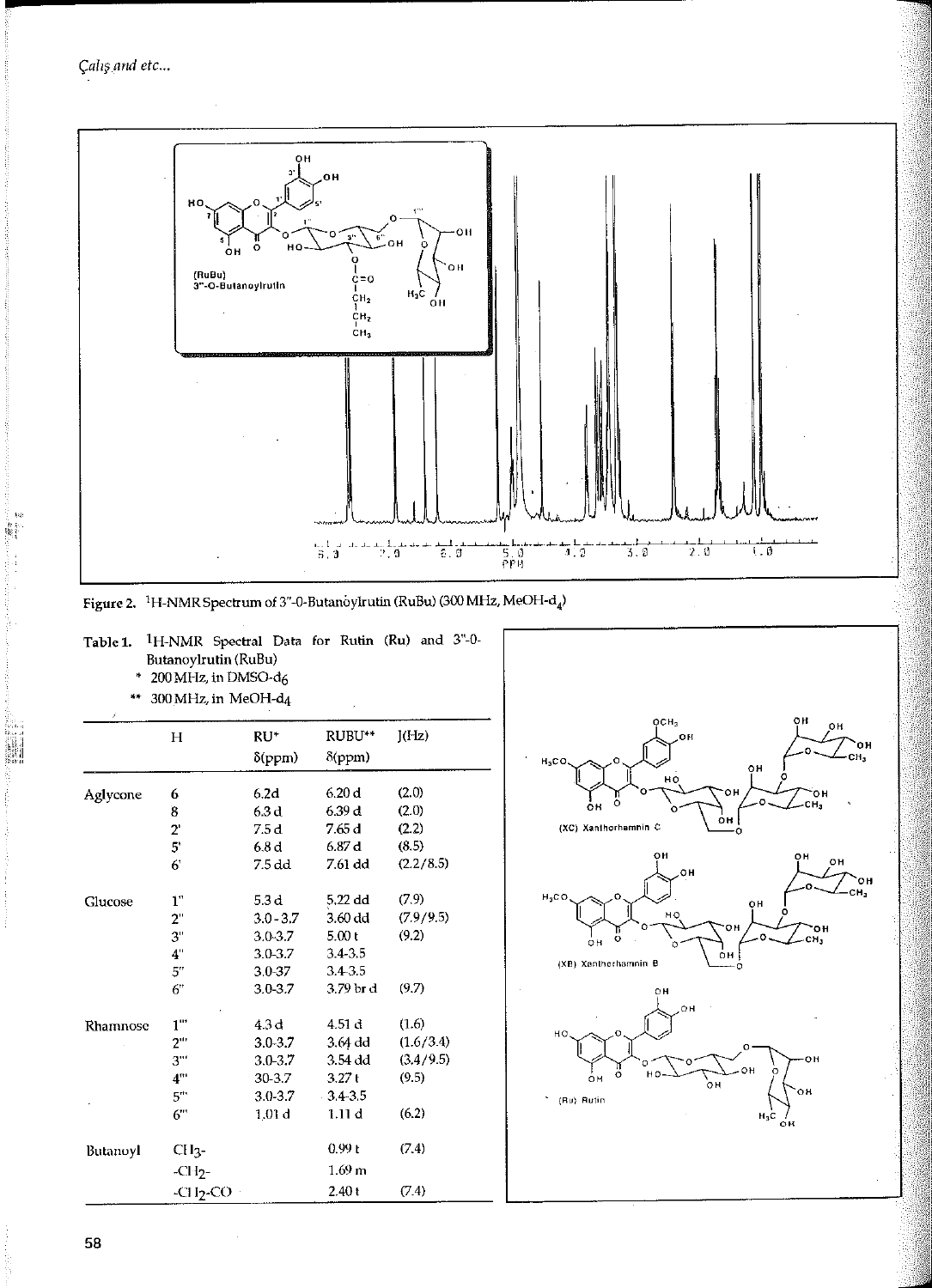Figure 2. $^{1}$H-NMR Spectrum of 3''-0-Butanoylrutin (RuBu) (300 MHz, MeOH-$d_4$)

Table 1. $^{1}$H-NMR Spectral Data for Rutin (Ru) and 3''-0-Butanoylrutin (RuBu)

\* 200 MHz, in DMSO-$d_6$

\*\* 300 MHz, in MeOH-$d_4$

| | H | RU* δ(ppm) | RUBU** δ(ppm) | J(Hz) |
|---|---|---|---|---|
| Aglycone | 6 | 6.2d | 6.20 d | (2.0) |
| | 8 | 6.3 d | 6.39 d | (2.0) |
| | 2' | 7.5 d | 7.65 d | (2.2) |
| | 5' | 6.8 d | 6.87 d | (8.5) |
| | 6' | 7.5 dd | 7.61 dd | (2.2/8.5) |
| Glucose | 1'' | 5.3 d | 5.22 dd | (7.9) |
| | 2'' | 3.0 - 3.7 | 3.60 dd | (7.9/9.5) |
| | 3'' | 3.0-3.7 | 5.00 t | (9.2) |
| | 4'' | 3.0-3.7 | 3.4-3.5 | |
| | 5'' | 3.0-37 | 3.4-3.5 | |
| | 6'' | 3.0-3.7 | 3.79 br d | (9.7) |
| Rhamnose | 1''' | 4.3 d | 4.51 d | (1.6) |
| | 2''' | 3.0-3.7 | 3.64 dd | (1.6/3.4) |
| | 3''' | 3.0-3.7 | 3.54 dd | (3.4/9.5) |
| | 4''' | 30-3.7 | 3.27 t | (9.5) |
| | 5''' | 3.0-3.7 | 3.4-3.5 | |
| | 6''' | 1.01 d | 1.11 d | (6.2) |
| Butanoyl | $CH_3$- | | 0.99 t | (7.4) |
| | -$CH_2$- | | 1.69 m | |
| | -$CH_2$-CO | | 2.40 t | (7.4) |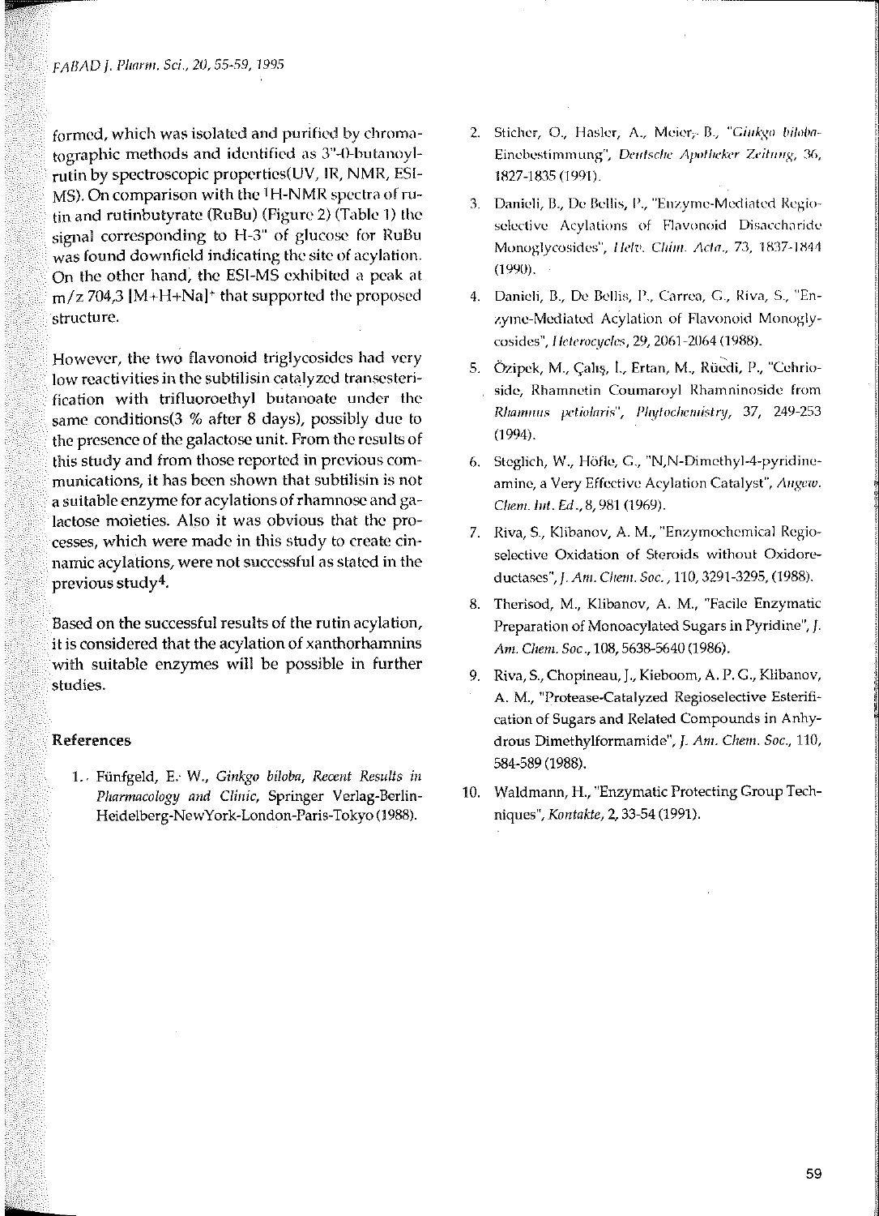formed, which was isolated and purified by chromatographic methods and identified as 3''-O-butanoylrutin by spectroscopic properties(UV, IR, NMR, ESI-MS). On comparison with the $^{1}$H-NMR spectra of rutin and rutinbutyrate (RuBu) (Figure 2) (Table 1) the signal corresponding to H-3'' of glucose for RuBu was found downfield indicating the site of acylation. On the other hand, the ESI-MS exhibited a peak at m/z 704,3 $[M+H+Na]^{+}$ that supported the proposed structure.

However, the two flavonoid triglycosides had very low reactivities in the subtilisin catalyzed transesterification with trifluoroethyl butanoate under the same conditions(3 % after 8 days), possibly due to the presence of the galactose unit. From the results of this study and from those reported in previous communications, it has been shown that subtilisin is not a suitable enzyme for acylations of rhamnose and galactose moieties. Also it was obvious that the processes, which were made in this study to create cinnamic acylations, were not successful as stated in the previous study[4].

Based on the successful results of the rutin acylation, it is considered that the acylation of xanthorhamnins with suitable enzymes will be possible in further studies.

## References

1. Fünfgeld, E. W., *Ginkgo biloba, Recent Results in Pharmacology and Clinic*, Springer Verlag-Berlin-Heidelberg-NewYork-London-Paris-Tokyo (1988).
2. Sticher, O., Hasler, A., Meier, B., "*Ginkgo biloba*-Einebestimmung", *Deutsche Apotheker Zeitung*, 36, 1827-1835 (1991).
3. Danieli, B., De Bellis, P., "Enzyme-Mediated Regioselective Acylations of Flavonoid Disaccharide Monoglycosides", *Helv. Chim. Acta.*, 73, 1837-1844 (1990).
4. Danieli, B., De Bellis, P., Carrea, G., Riva, S., "Enzyme-Mediated Acylation of Flavonoid Monoglycosides", *Heterocycles*, 29, 2061-2064 (1988).
5. Özipek, M., Çalış, İ., Ertan, M., Rüedi, P., "Cehrioside, Rhamnetin Coumaroyl Rhamninoside from *Rhamnus petiolaris*", *Phytochemistry*, 37, 249-253 (1994).
6. Steglich, W., Höfle, G., "N,N-Dimethyl-4-pyridineamine, a Very Effective Acylation Catalyst", *Angew. Chem. Int. Ed.*, 8, 981 (1969).
7. Riva, S., Klibanov, A. M., "Enzymochemical Regioselective Oxidation of Steroids without Oxidoreductases", *J. Am. Chem. Soc.*, 110, 3291-3295, (1988).
8. Therisod, M., Klibanov, A. M., "Facile Enzymatic Preparation of Monoacylated Sugars in Pyridine", *J. Am. Chem. Soc.*, 108, 5638-5640 (1986).
9. Riva, S., Chopineau, J., Kieboom, A. P. G., Klibanov, A. M., "Protease-Catalyzed Regioselective Esterification of Sugars and Related Compounds in Anhydrous Dimethylformamide", *J. Am. Chem. Soc.*, 110, 584-589 (1988).
10. Waldmann, H., "Enzymatic Protecting Group Techniques", *Kontakte*, 2, 33-54 (1991).